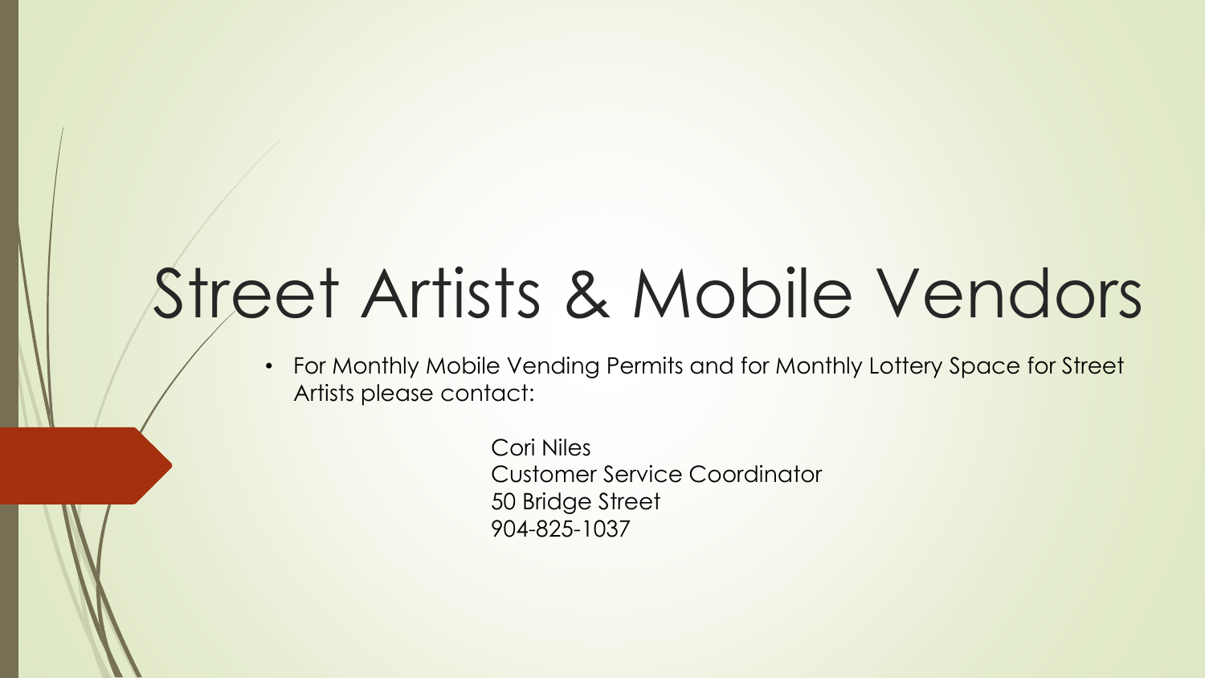# Street Artists & Mobile Vendors

- For Monthly Mobile Vending Permits and for Monthly Lottery Space for Street Artists please contact:

Cori Niles
Customer Service Coordinator
50 Bridge Street
904-825-1037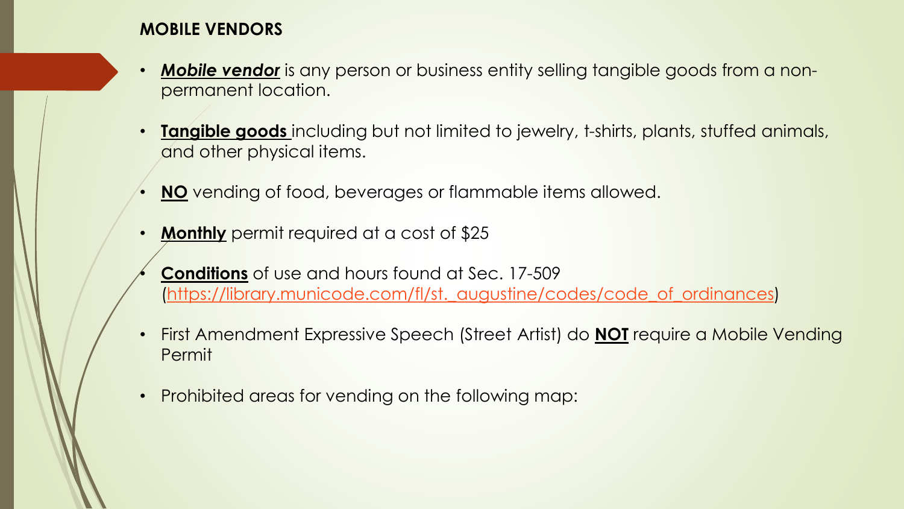## MOBILE VENDORS

- ***Mobile vendor*** is any person or business entity selling tangible goods from a non-permanent location.
- **Tangible goods** including but not limited to jewelry, t-shirts, plants, stuffed animals, and other physical items.
- **NO** vending of food, beverages or flammable items allowed.
- **Monthly** permit required at a cost of $25
- **Conditions** of use and hours found at Sec. 17-509 ([https://library.municode.com/fl/st._augustine/codes/code_of_ordinances](https://library.municode.com/fl/st._augustine/codes/code_of_ordinances))
- First Amendment Expressive Speech (Street Artist) do **NOT** require a Mobile Vending Permit
- Prohibited areas for vending on the following map: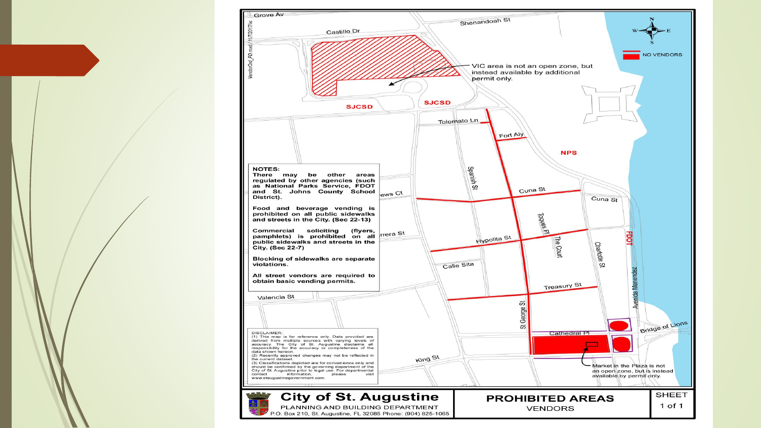# City of St. Augustine

PLANNING AND BUILDING DEPARTMENT

P.O. Box 210, St. Augustine, FL 32085 Phone: (904) 825-1065

## PROHIBITED AREAS

VENDORS

SHEET 1 of 1

NO VENDORS

VIC area is not an open zone, but instead available by additional permit only.

Market in the Plaza is not an open zone, but is instead available by permit only.

**NOTES:**

**There may be other areas regulated by other agencies (such as National Parks Service, FDOT and St. Johns County School District).**

**Food and beverage vending is prohibited on all public sidewalks and streets in the City. (Sec 22-13)**

**Commercial soliciting (flyers, pamphlets) is prohibited on all public sidewalks and streets in the City. (Sec 22-7)**

**Blocking of sidewalks are separate violations.**

**All street vendors are required to obtain basic vending permits.**

DISCLAIMER:
(1) This map is for reference only. Data provided are derived from multiple sources with varying levels of accuracy. The City of St. Augustine disclaims all responsibility for the accuracy or completeness of the data shown hereon.
(2) Recently approved changes may not be reflected in the current dataset.
(3) Classifications depicted are for convenience only and should be confirmed by the governing department of the City of St. Augustine prior to legal use. For departmental contact information, please visit www.staugustinegovernment.com.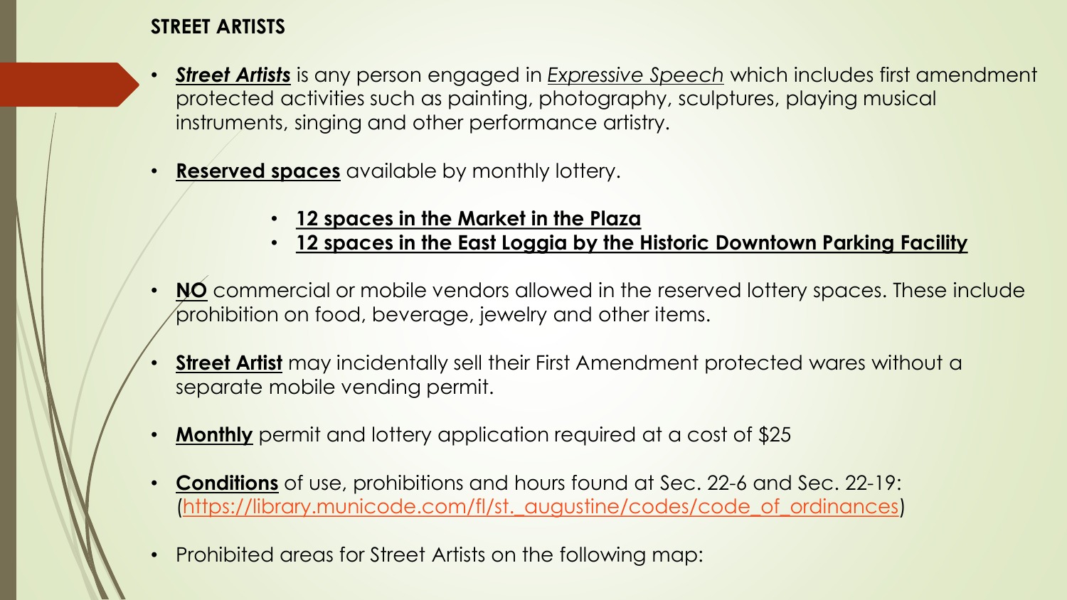## STREET ARTISTS

- ***Street Artists*** is any person engaged in *Expressive Speech* which includes first amendment protected activities such as painting, photography, sculptures, playing musical instruments, singing and other performance artistry.
- **Reserved spaces** available by monthly lottery.
  - **12 spaces in the Market in the Plaza**
  - **12 spaces in the East Loggia by the Historic Downtown Parking Facility**
- **NO** commercial or mobile vendors allowed in the reserved lottery spaces. These include prohibition on food, beverage, jewelry and other items.
- **Street Artist** may incidentally sell their First Amendment protected wares without a separate mobile vending permit.
- **Monthly** permit and lottery application required at a cost of $25
- **Conditions** of use, prohibitions and hours found at Sec. 22-6 and Sec. 22-19: (https://library.municode.com/fl/st._augustine/codes/code_of_ordinances)
- Prohibited areas for Street Artists on the following map: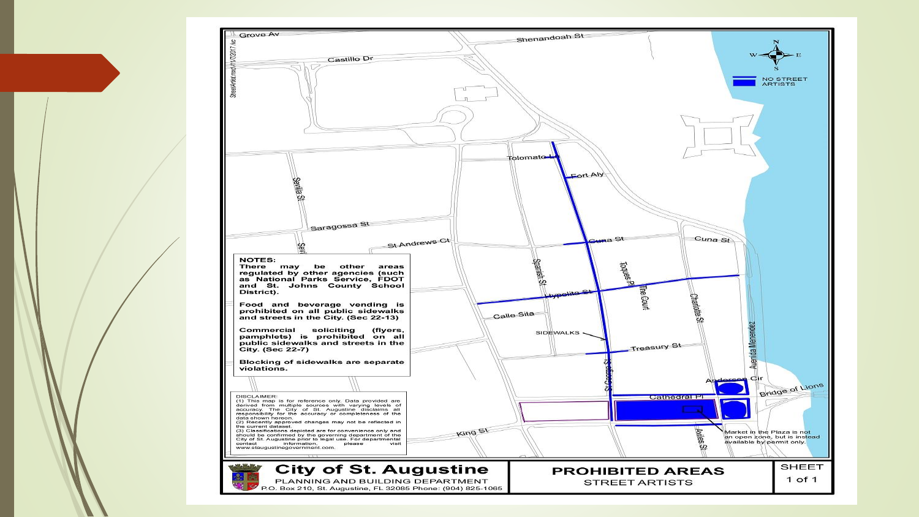NOTES:
There may be other areas regulated by other agencies (such as National Parks Service, FDOT and St. Johns County School District).

Food and beverage vending is prohibited on all public sidewalks and streets in the City. (Sec 22-13)

Commercial soliciting (flyers, pamphlets) is prohibited on all public sidewalks and streets in the City. (Sec 22-7)

Blocking of sidewalks are separate violations.

DISCLAIMER:
(1) This map is for reference only. Data provided are derived from multiple sources with varying levels of accuracy. The City of St. Augustine disclaims all responsibility for the accuracy or completeness of the data shown hereon.
(2) Recently approved changes may not be reflected in the current dataset.
(3) Classifications depicted are for convenience only and should be confirmed by the governing department of the City of St. Augustine prior to legal use. For departmental contact information, please visit www.staugustinegovernment.com.

NO STREET ARTISTS

SIDEWALKS

Market in the Plaza is not an open zone, but is instead available by permit only.

Grove Av
Shenandoah St
Castillo Dr
Tolomato Ln
Fort Aly
Sevilla St
Saragossa St
St Andrews Ct
Cuna St
Spanish St
Toques Pl
The Court
Hypolita St
Charlotte St
Calle Sita
Treasury St
Avenida Menendez
St George St
Anderson Cir
Bridge of Lions
Cathedral Pl
King St
Aviles St

# City of St. Augustine

PLANNING AND BUILDING DEPARTMENT
P.O. Box 210, St. Augustine, FL 32085 Phone: (904) 825-1065

**PROHIBITED AREAS**
STREET ARTISTS

SHEET
1 of 1